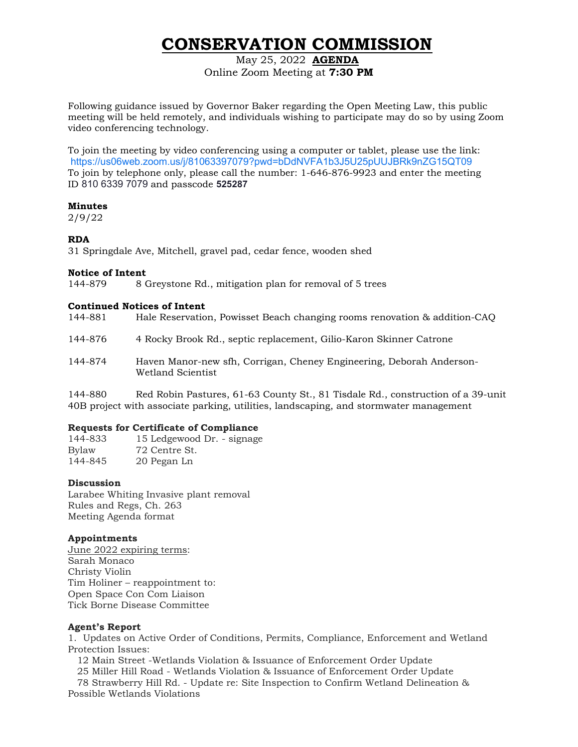# CONSERVATION COMMISSION

May 25, 2022 **AGENDA**
Online Zoom Meeting at **7:30 PM**

Following guidance issued by Governor Baker regarding the Open Meeting Law, this public meeting will be held remotely, and individuals wishing to participate may do so by using Zoom video conferencing technology.

To join the meeting by video conferencing using a computer or tablet, please use the link: https://us06web.zoom.us/j/81063397079?pwd=bDdNVFA1b3J5U25pUUJBRk9nZG15QT09
To join by telephone only, please call the number: 1-646-876-9923 and enter the meeting ID 810 6339 7079 and passcode **525287**

**Minutes**
2/9/22

**RDA**
31 Springdale Ave, Mitchell, gravel pad, cedar fence, wooden shed

**Notice of Intent**
144-879 8 Greystone Rd., mitigation plan for removal of 5 trees

**Continued Notices of Intent**

144-881 Hale Reservation, Powisset Beach changing rooms renovation & addition-CAQ

144-876 4 Rocky Brook Rd., septic replacement, Gilio-Karon Skinner Catrone

144-874 Haven Manor-new sfh, Corrigan, Cheney Engineering, Deborah Anderson-Wetland Scientist

144-880 Red Robin Pastures, 61-63 County St., 81 Tisdale Rd., construction of a 39-unit 40B project with associate parking, utilities, landscaping, and stormwater management

**Requests for Certificate of Compliance**
144-833 15 Ledgewood Dr. - signage
Bylaw 72 Centre St.
144-845 20 Pegan Ln

**Discussion**
Larabee Whiting Invasive plant removal
Rules and Regs, Ch. 263
Meeting Agenda format

**Appointments**
June 2022 expiring terms:
Sarah Monaco
Christy Violin
Tim Holiner – reappointment to:
Open Space Con Com Liaison
Tick Borne Disease Committee

**Agent's Report**
1. Updates on Active Order of Conditions, Permits, Compliance, Enforcement and Wetland Protection Issues:
   12 Main Street -Wetlands Violation & Issuance of Enforcement Order Update
   25 Miller Hill Road - Wetlands Violation & Issuance of Enforcement Order Update
   78 Strawberry Hill Rd. - Update re: Site Inspection to Confirm Wetland Delineation & Possible Wetlands Violations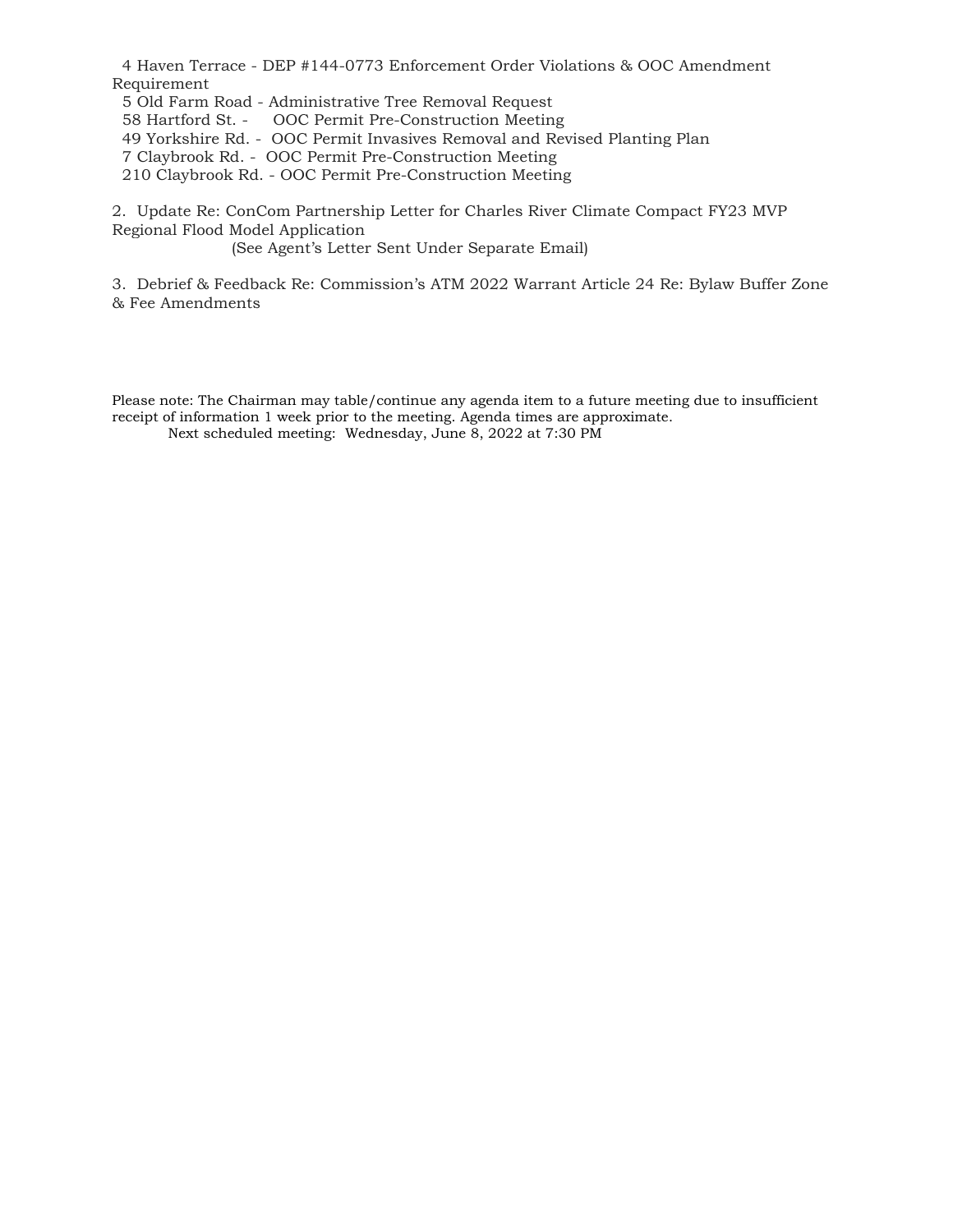4 Haven Terrace - DEP #144-0773 Enforcement Order Violations & OOC Amendment Requirement
5 Old Farm Road - Administrative Tree Removal Request
58 Hartford St. - OOC Permit Pre-Construction Meeting
49 Yorkshire Rd. - OOC Permit Invasives Removal and Revised Planting Plan
7 Claybrook Rd. - OOC Permit Pre-Construction Meeting
210 Claybrook Rd. - OOC Permit Pre-Construction Meeting

2. Update Re: ConCom Partnership Letter for Charles River Climate Compact FY23 MVP Regional Flood Model Application
(See Agent's Letter Sent Under Separate Email)

3. Debrief & Feedback Re: Commission's ATM 2022 Warrant Article 24 Re: Bylaw Buffer Zone & Fee Amendments

Please note: The Chairman may table/continue any agenda item to a future meeting due to insufficient receipt of information 1 week prior to the meeting. Agenda times are approximate.

Next scheduled meeting: Wednesday, June 8, 2022 at 7:30 PM